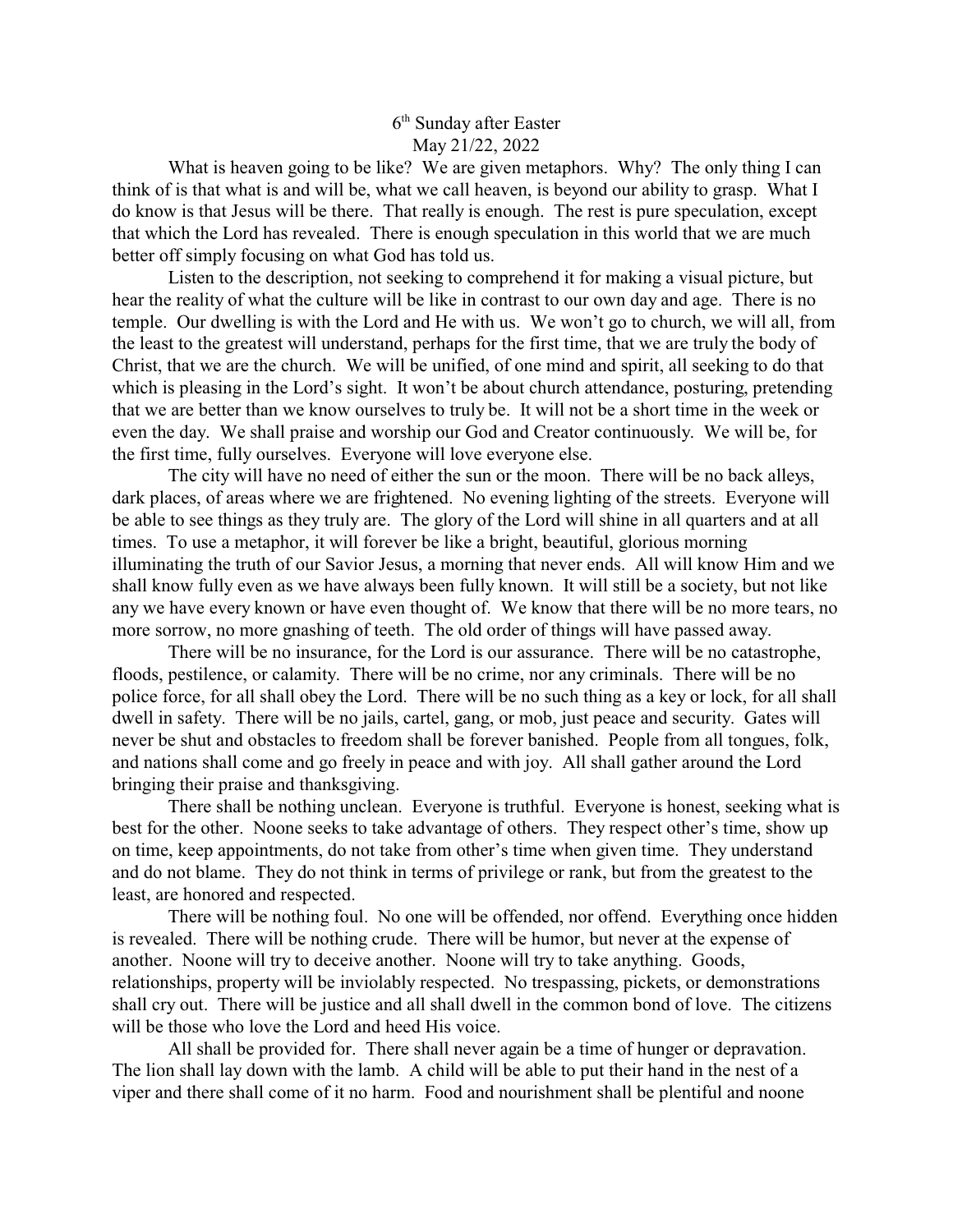6th Sunday after Easter

May 21/22, 2022

What is heaven going to be like? We are given metaphors. Why? The only thing I can think of is that what is and will be, what we call heaven, is beyond our ability to grasp. What I do know is that Jesus will be there. That really is enough. The rest is pure speculation, except that which the Lord has revealed. There is enough speculation in this world that we are much better off simply focusing on what God has told us.

Listen to the description, not seeking to comprehend it for making a visual picture, but hear the reality of what the culture will be like in contrast to our own day and age. There is no temple. Our dwelling is with the Lord and He with us. We won't go to church, we will all, from the least to the greatest will understand, perhaps for the first time, that we are truly the body of Christ, that we are the church. We will be unified, of one mind and spirit, all seeking to do that which is pleasing in the Lord's sight. It won't be about church attendance, posturing, pretending that we are better than we know ourselves to truly be. It will not be a short time in the week or even the day. We shall praise and worship our God and Creator continuously. We will be, for the first time, fully ourselves. Everyone will love everyone else.

The city will have no need of either the sun or the moon. There will be no back alleys, dark places, of areas where we are frightened. No evening lighting of the streets. Everyone will be able to see things as they truly are. The glory of the Lord will shine in all quarters and at all times. To use a metaphor, it will forever be like a bright, beautiful, glorious morning illuminating the truth of our Savior Jesus, a morning that never ends. All will know Him and we shall know fully even as we have always been fully known. It will still be a society, but not like any we have every known or have even thought of. We know that there will be no more tears, no more sorrow, no more gnashing of teeth. The old order of things will have passed away.

There will be no insurance, for the Lord is our assurance. There will be no catastrophe, floods, pestilence, or calamity. There will be no crime, nor any criminals. There will be no police force, for all shall obey the Lord. There will be no such thing as a key or lock, for all shall dwell in safety. There will be no jails, cartel, gang, or mob, just peace and security. Gates will never be shut and obstacles to freedom shall be forever banished. People from all tongues, folk, and nations shall come and go freely in peace and with joy. All shall gather around the Lord bringing their praise and thanksgiving.

There shall be nothing unclean. Everyone is truthful. Everyone is honest, seeking what is best for the other. Noone seeks to take advantage of others. They respect other's time, show up on time, keep appointments, do not take from other's time when given time. They understand and do not blame. They do not think in terms of privilege or rank, but from the greatest to the least, are honored and respected.

There will be nothing foul. No one will be offended, nor offend. Everything once hidden is revealed. There will be nothing crude. There will be humor, but never at the expense of another. Noone will try to deceive another. Noone will try to take anything. Goods, relationships, property will be inviolably respected. No trespassing, pickets, or demonstrations shall cry out. There will be justice and all shall dwell in the common bond of love. The citizens will be those who love the Lord and heed His voice.

All shall be provided for. There shall never again be a time of hunger or depravation. The lion shall lay down with the lamb. A child will be able to put their hand in the nest of a viper and there shall come of it no harm. Food and nourishment shall be plentiful and noone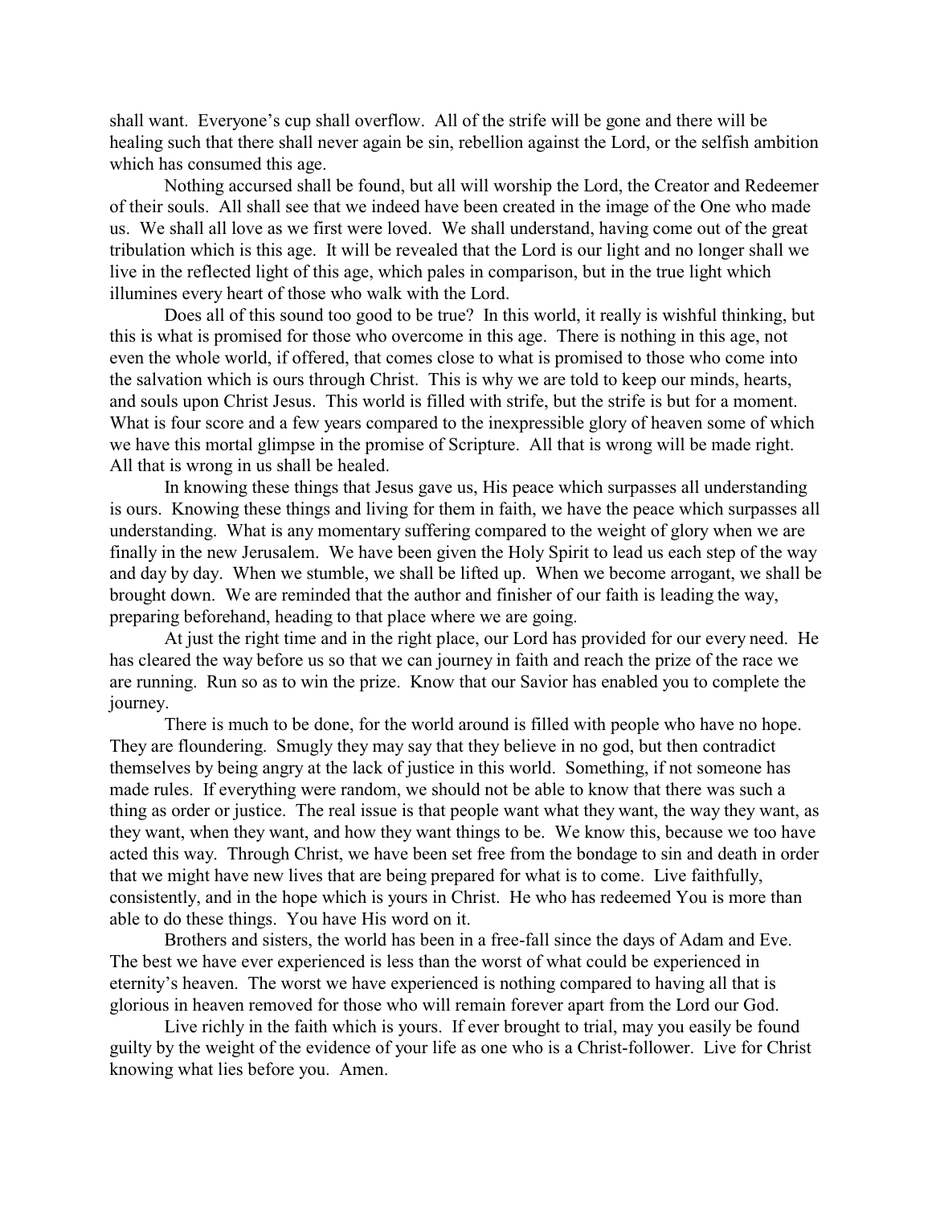shall want. Everyone's cup shall overflow. All of the strife will be gone and there will be healing such that there shall never again be sin, rebellion against the Lord, or the selfish ambition which has consumed this age.

Nothing accursed shall be found, but all will worship the Lord, the Creator and Redeemer of their souls. All shall see that we indeed have been created in the image of the One who made us. We shall all love as we first were loved. We shall understand, having come out of the great tribulation which is this age. It will be revealed that the Lord is our light and no longer shall we live in the reflected light of this age, which pales in comparison, but in the true light which illumines every heart of those who walk with the Lord.

Does all of this sound too good to be true? In this world, it really is wishful thinking, but this is what is promised for those who overcome in this age. There is nothing in this age, not even the whole world, if offered, that comes close to what is promised to those who come into the salvation which is ours through Christ. This is why we are told to keep our minds, hearts, and souls upon Christ Jesus. This world is filled with strife, but the strife is but for a moment. What is four score and a few years compared to the inexpressible glory of heaven some of which we have this mortal glimpse in the promise of Scripture. All that is wrong will be made right. All that is wrong in us shall be healed.

In knowing these things that Jesus gave us, His peace which surpasses all understanding is ours. Knowing these things and living for them in faith, we have the peace which surpasses all understanding. What is any momentary suffering compared to the weight of glory when we are finally in the new Jerusalem. We have been given the Holy Spirit to lead us each step of the way and day by day. When we stumble, we shall be lifted up. When we become arrogant, we shall be brought down. We are reminded that the author and finisher of our faith is leading the way, preparing beforehand, heading to that place where we are going.

At just the right time and in the right place, our Lord has provided for our every need. He has cleared the way before us so that we can journey in faith and reach the prize of the race we are running. Run so as to win the prize. Know that our Savior has enabled you to complete the journey.

There is much to be done, for the world around is filled with people who have no hope. They are floundering. Smugly they may say that they believe in no god, but then contradict themselves by being angry at the lack of justice in this world. Something, if not someone has made rules. If everything were random, we should not be able to know that there was such a thing as order or justice. The real issue is that people want what they want, the way they want, as they want, when they want, and how they want things to be. We know this, because we too have acted this way. Through Christ, we have been set free from the bondage to sin and death in order that we might have new lives that are being prepared for what is to come. Live faithfully, consistently, and in the hope which is yours in Christ. He who has redeemed You is more than able to do these things. You have His word on it.

Brothers and sisters, the world has been in a free-fall since the days of Adam and Eve. The best we have ever experienced is less than the worst of what could be experienced in eternity's heaven. The worst we have experienced is nothing compared to having all that is glorious in heaven removed for those who will remain forever apart from the Lord our God.

Live richly in the faith which is yours. If ever brought to trial, may you easily be found guilty by the weight of the evidence of your life as one who is a Christ-follower. Live for Christ knowing what lies before you. Amen.